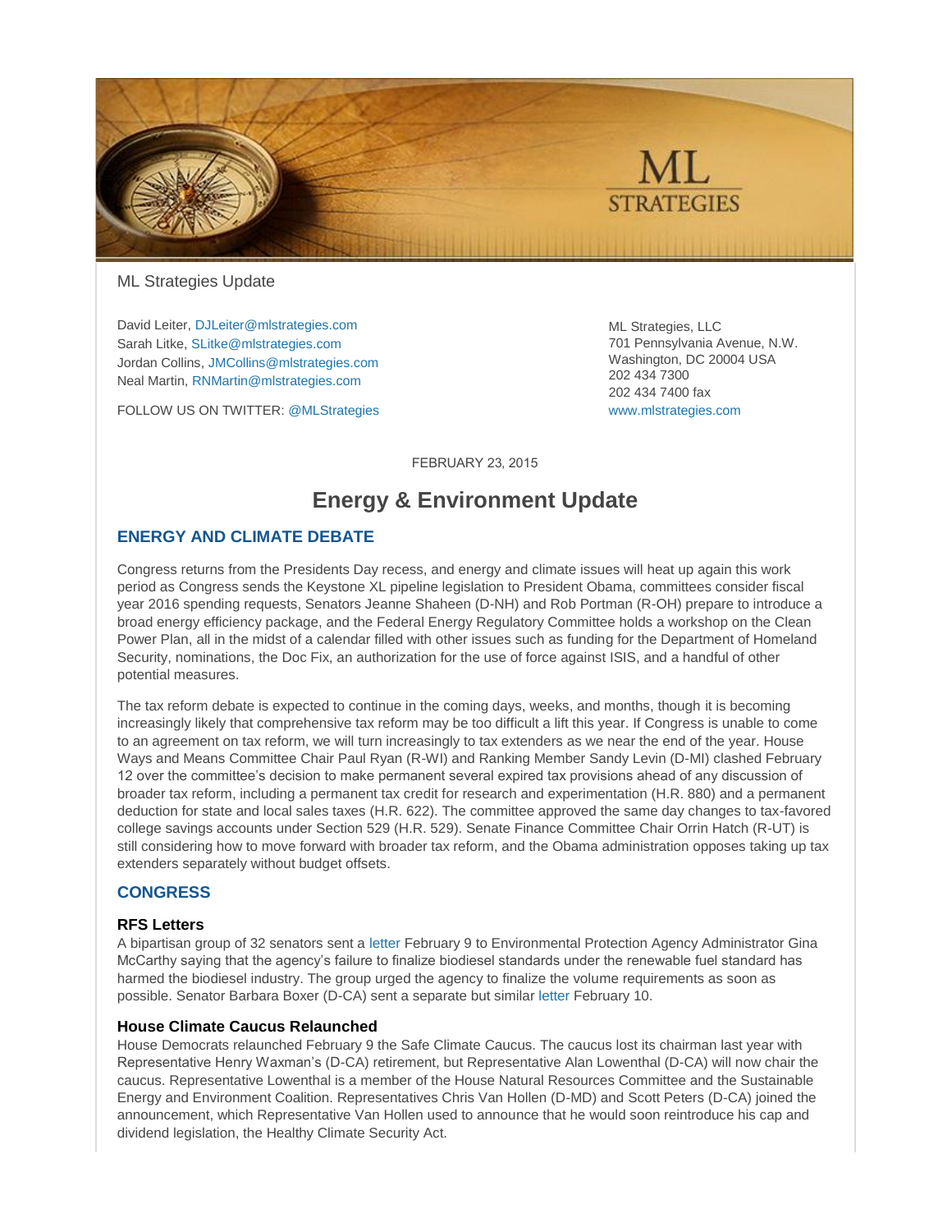ML Strategies Update

David Leiter, DJLeiter@mlstrategies.com
Sarah Litke, SLitke@mlstrategies.com
Jordan Collins, JMCollins@mlstrategies.com
Neal Martin, RNMartin@mlstrategies.com

FOLLOW US ON TWITTER: @MLStrategies

ML Strategies, LLC
701 Pennsylvania Avenue, N.W.
Washington, DC 20004 USA
202 434 7300
202 434 7400 fax
www.mlstrategies.com

FEBRUARY 23, 2015

# Energy & Environment Update

## ENERGY AND CLIMATE DEBATE

Congress returns from the Presidents Day recess, and energy and climate issues will heat up again this work period as Congress sends the Keystone XL pipeline legislation to President Obama, committees consider fiscal year 2016 spending requests, Senators Jeanne Shaheen (D-NH) and Rob Portman (R-OH) prepare to introduce a broad energy efficiency package, and the Federal Energy Regulatory Committee holds a workshop on the Clean Power Plan, all in the midst of a calendar filled with other issues such as funding for the Department of Homeland Security, nominations, the Doc Fix, an authorization for the use of force against ISIS, and a handful of other potential measures.

The tax reform debate is expected to continue in the coming days, weeks, and months, though it is becoming increasingly likely that comprehensive tax reform may be too difficult a lift this year. If Congress is unable to come to an agreement on tax reform, we will turn increasingly to tax extenders as we near the end of the year. House Ways and Means Committee Chair Paul Ryan (R-WI) and Ranking Member Sandy Levin (D-MI) clashed February 12 over the committee's decision to make permanent several expired tax provisions ahead of any discussion of broader tax reform, including a permanent tax credit for research and experimentation (H.R. 880) and a permanent deduction for state and local sales taxes (H.R. 622). The committee approved the same day changes to tax-favored college savings accounts under Section 529 (H.R. 529). Senate Finance Committee Chair Orrin Hatch (R-UT) is still considering how to move forward with broader tax reform, and the Obama administration opposes taking up tax extenders separately without budget offsets.

## CONGRESS

### RFS Letters

A bipartisan group of 32 senators sent a letter February 9 to Environmental Protection Agency Administrator Gina McCarthy saying that the agency's failure to finalize biodiesel standards under the renewable fuel standard has harmed the biodiesel industry. The group urged the agency to finalize the volume requirements as soon as possible. Senator Barbara Boxer (D-CA) sent a separate but similar letter February 10.

### House Climate Caucus Relaunched

House Democrats relaunched February 9 the Safe Climate Caucus. The caucus lost its chairman last year with Representative Henry Waxman's (D-CA) retirement, but Representative Alan Lowenthal (D-CA) will now chair the caucus. Representative Lowenthal is a member of the House Natural Resources Committee and the Sustainable Energy and Environment Coalition. Representatives Chris Van Hollen (D-MD) and Scott Peters (D-CA) joined the announcement, which Representative Van Hollen used to announce that he would soon reintroduce his cap and dividend legislation, the Healthy Climate Security Act.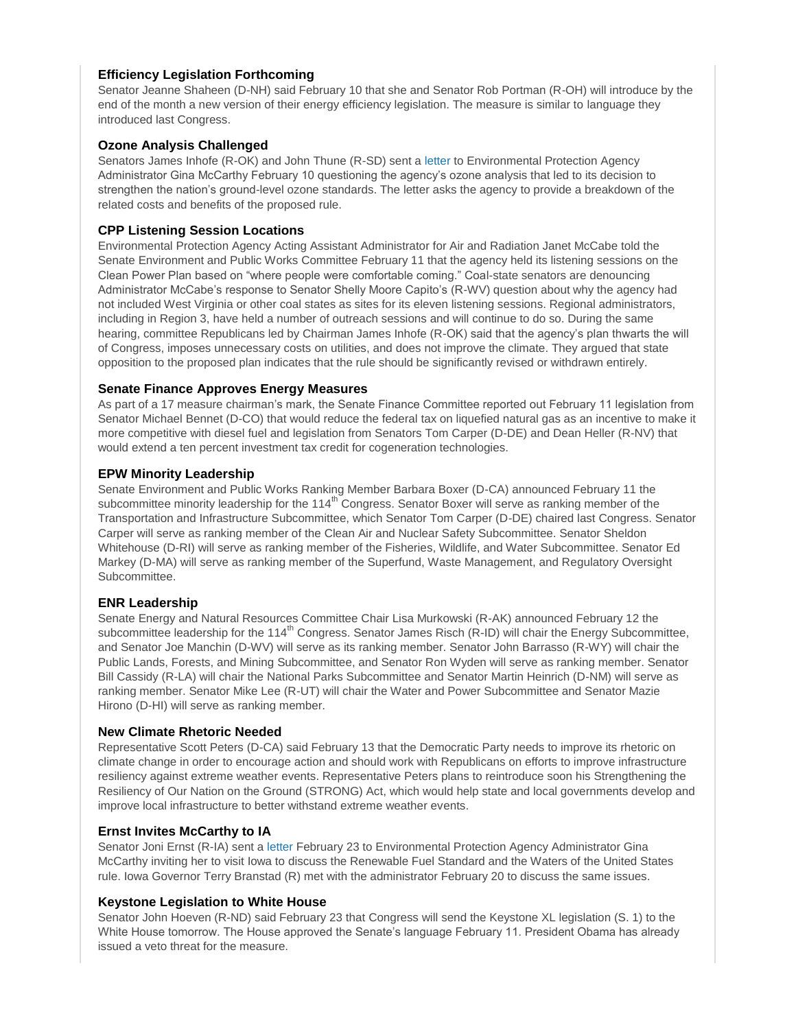### Efficiency Legislation Forthcoming

Senator Jeanne Shaheen (D-NH) said February 10 that she and Senator Rob Portman (R-OH) will introduce by the end of the month a new version of their energy efficiency legislation. The measure is similar to language they introduced last Congress.

### Ozone Analysis Challenged

Senators James Inhofe (R-OK) and John Thune (R-SD) sent a letter to Environmental Protection Agency Administrator Gina McCarthy February 10 questioning the agency's ozone analysis that led to its decision to strengthen the nation's ground-level ozone standards. The letter asks the agency to provide a breakdown of the related costs and benefits of the proposed rule.

### CPP Listening Session Locations

Environmental Protection Agency Acting Assistant Administrator for Air and Radiation Janet McCabe told the Senate Environment and Public Works Committee February 11 that the agency held its listening sessions on the Clean Power Plan based on "where people were comfortable coming." Coal-state senators are denouncing Administrator McCabe's response to Senator Shelly Moore Capito's (R-WV) question about why the agency had not included West Virginia or other coal states as sites for its eleven listening sessions. Regional administrators, including in Region 3, have held a number of outreach sessions and will continue to do so. During the same hearing, committee Republicans led by Chairman James Inhofe (R-OK) said that the agency's plan thwarts the will of Congress, imposes unnecessary costs on utilities, and does not improve the climate. They argued that state opposition to the proposed plan indicates that the rule should be significantly revised or withdrawn entirely.

### Senate Finance Approves Energy Measures

As part of a 17 measure chairman's mark, the Senate Finance Committee reported out February 11 legislation from Senator Michael Bennet (D-CO) that would reduce the federal tax on liquefied natural gas as an incentive to make it more competitive with diesel fuel and legislation from Senators Tom Carper (D-DE) and Dean Heller (R-NV) that would extend a ten percent investment tax credit for cogeneration technologies.

### EPW Minority Leadership

Senate Environment and Public Works Ranking Member Barbara Boxer (D-CA) announced February 11 the subcommittee minority leadership for the 114th Congress. Senator Boxer will serve as ranking member of the Transportation and Infrastructure Subcommittee, which Senator Tom Carper (D-DE) chaired last Congress. Senator Carper will serve as ranking member of the Clean Air and Nuclear Safety Subcommittee. Senator Sheldon Whitehouse (D-RI) will serve as ranking member of the Fisheries, Wildlife, and Water Subcommittee. Senator Ed Markey (D-MA) will serve as ranking member of the Superfund, Waste Management, and Regulatory Oversight Subcommittee.

### ENR Leadership

Senate Energy and Natural Resources Committee Chair Lisa Murkowski (R-AK) announced February 12 the subcommittee leadership for the 114th Congress. Senator James Risch (R-ID) will chair the Energy Subcommittee, and Senator Joe Manchin (D-WV) will serve as its ranking member. Senator John Barrasso (R-WY) will chair the Public Lands, Forests, and Mining Subcommittee, and Senator Ron Wyden will serve as ranking member. Senator Bill Cassidy (R-LA) will chair the National Parks Subcommittee and Senator Martin Heinrich (D-NM) will serve as ranking member. Senator Mike Lee (R-UT) will chair the Water and Power Subcommittee and Senator Mazie Hirono (D-HI) will serve as ranking member.

### New Climate Rhetoric Needed

Representative Scott Peters (D-CA) said February 13 that the Democratic Party needs to improve its rhetoric on climate change in order to encourage action and should work with Republicans on efforts to improve infrastructure resiliency against extreme weather events. Representative Peters plans to reintroduce soon his Strengthening the Resiliency of Our Nation on the Ground (STRONG) Act, which would help state and local governments develop and improve local infrastructure to better withstand extreme weather events.

### Ernst Invites McCarthy to IA

Senator Joni Ernst (R-IA) sent a letter February 23 to Environmental Protection Agency Administrator Gina McCarthy inviting her to visit Iowa to discuss the Renewable Fuel Standard and the Waters of the United States rule. Iowa Governor Terry Branstad (R) met with the administrator February 20 to discuss the same issues.

### Keystone Legislation to White House

Senator John Hoeven (R-ND) said February 23 that Congress will send the Keystone XL legislation (S. 1) to the White House tomorrow. The House approved the Senate's language February 11. President Obama has already issued a veto threat for the measure.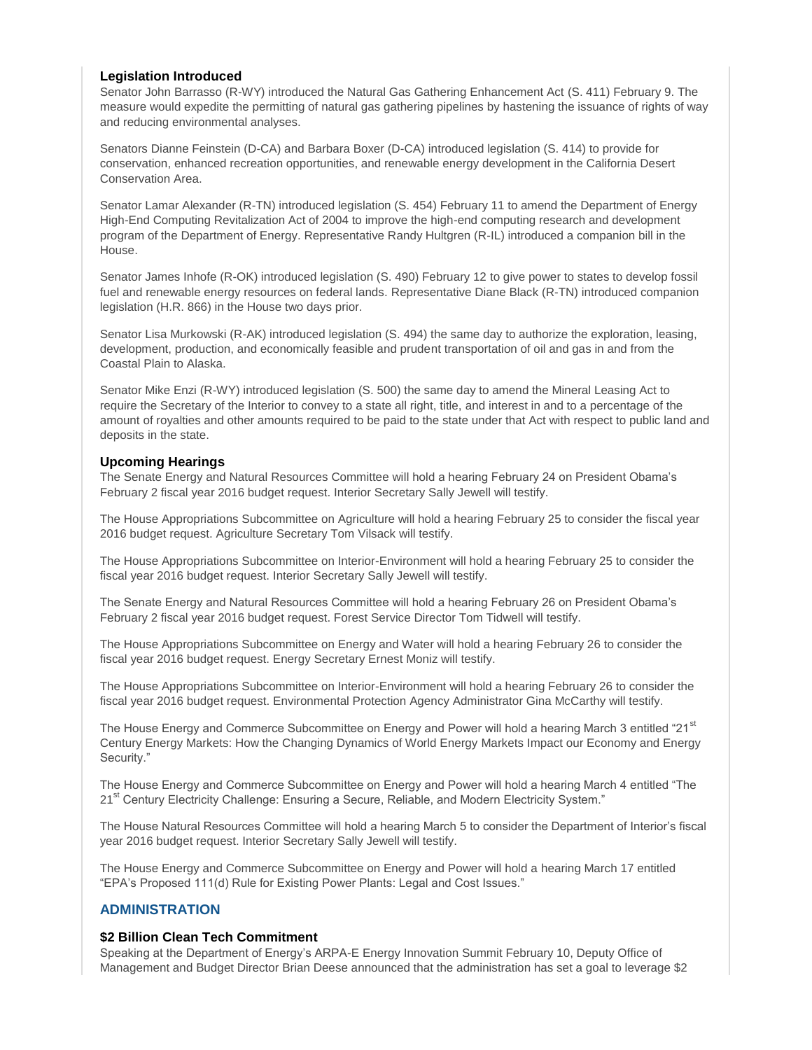### Legislation Introduced

Senator John Barrasso (R-WY) introduced the Natural Gas Gathering Enhancement Act (S. 411) February 9. The measure would expedite the permitting of natural gas gathering pipelines by hastening the issuance of rights of way and reducing environmental analyses.

Senators Dianne Feinstein (D-CA) and Barbara Boxer (D-CA) introduced legislation (S. 414) to provide for conservation, enhanced recreation opportunities, and renewable energy development in the California Desert Conservation Area.

Senator Lamar Alexander (R-TN) introduced legislation (S. 454) February 11 to amend the Department of Energy High-End Computing Revitalization Act of 2004 to improve the high-end computing research and development program of the Department of Energy. Representative Randy Hultgren (R-IL) introduced a companion bill in the House.

Senator James Inhofe (R-OK) introduced legislation (S. 490) February 12 to give power to states to develop fossil fuel and renewable energy resources on federal lands. Representative Diane Black (R-TN) introduced companion legislation (H.R. 866) in the House two days prior.

Senator Lisa Murkowski (R-AK) introduced legislation (S. 494) the same day to authorize the exploration, leasing, development, production, and economically feasible and prudent transportation of oil and gas in and from the Coastal Plain to Alaska.

Senator Mike Enzi (R-WY) introduced legislation (S. 500) the same day to amend the Mineral Leasing Act to require the Secretary of the Interior to convey to a state all right, title, and interest in and to a percentage of the amount of royalties and other amounts required to be paid to the state under that Act with respect to public land and deposits in the state.

### Upcoming Hearings

The Senate Energy and Natural Resources Committee will hold a hearing February 24 on President Obama's February 2 fiscal year 2016 budget request. Interior Secretary Sally Jewell will testify.

The House Appropriations Subcommittee on Agriculture will hold a hearing February 25 to consider the fiscal year 2016 budget request. Agriculture Secretary Tom Vilsack will testify.

The House Appropriations Subcommittee on Interior-Environment will hold a hearing February 25 to consider the fiscal year 2016 budget request. Interior Secretary Sally Jewell will testify.

The Senate Energy and Natural Resources Committee will hold a hearing February 26 on President Obama's February 2 fiscal year 2016 budget request. Forest Service Director Tom Tidwell will testify.

The House Appropriations Subcommittee on Energy and Water will hold a hearing February 26 to consider the fiscal year 2016 budget request. Energy Secretary Ernest Moniz will testify.

The House Appropriations Subcommittee on Interior-Environment will hold a hearing February 26 to consider the fiscal year 2016 budget request. Environmental Protection Agency Administrator Gina McCarthy will testify.

The House Energy and Commerce Subcommittee on Energy and Power will hold a hearing March 3 entitled "21st Century Energy Markets: How the Changing Dynamics of World Energy Markets Impact our Economy and Energy Security."

The House Energy and Commerce Subcommittee on Energy and Power will hold a hearing March 4 entitled "The 21st Century Electricity Challenge: Ensuring a Secure, Reliable, and Modern Electricity System."

The House Natural Resources Committee will hold a hearing March 5 to consider the Department of Interior's fiscal year 2016 budget request. Interior Secretary Sally Jewell will testify.

The House Energy and Commerce Subcommittee on Energy and Power will hold a hearing March 17 entitled "EPA's Proposed 111(d) Rule for Existing Power Plants: Legal and Cost Issues."

## ADMINISTRATION

### $2 Billion Clean Tech Commitment

Speaking at the Department of Energy's ARPA-E Energy Innovation Summit February 10, Deputy Office of Management and Budget Director Brian Deese announced that the administration has set a goal to leverage $2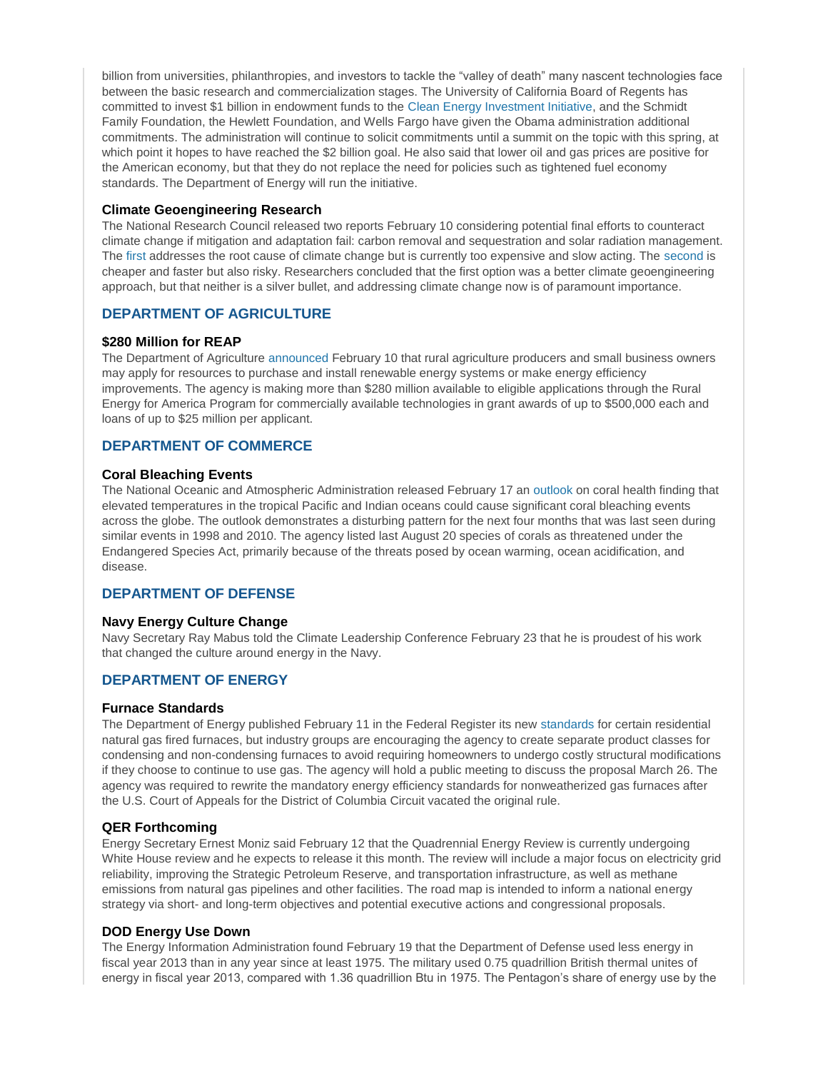billion from universities, philanthropies, and investors to tackle the "valley of death" many nascent technologies face between the basic research and commercialization stages. The University of California Board of Regents has committed to invest $1 billion in endowment funds to the Clean Energy Investment Initiative, and the Schmidt Family Foundation, the Hewlett Foundation, and Wells Fargo have given the Obama administration additional commitments. The administration will continue to solicit commitments until a summit on the topic with this spring, at which point it hopes to have reached the $2 billion goal. He also said that lower oil and gas prices are positive for the American economy, but that they do not replace the need for policies such as tightened fuel economy standards. The Department of Energy will run the initiative.

### Climate Geoengineering Research

The National Research Council released two reports February 10 considering potential final efforts to counteract climate change if mitigation and adaptation fail: carbon removal and sequestration and solar radiation management. The first addresses the root cause of climate change but is currently too expensive and slow acting. The second is cheaper and faster but also risky. Researchers concluded that the first option was a better climate geoengineering approach, but that neither is a silver bullet, and addressing climate change now is of paramount importance.

## DEPARTMENT OF AGRICULTURE

### $280 Million for REAP

The Department of Agriculture announced February 10 that rural agriculture producers and small business owners may apply for resources to purchase and install renewable energy systems or make energy efficiency improvements. The agency is making more than $280 million available to eligible applications through the Rural Energy for America Program for commercially available technologies in grant awards of up to $500,000 each and loans of up to $25 million per applicant.

## DEPARTMENT OF COMMERCE

### Coral Bleaching Events

The National Oceanic and Atmospheric Administration released February 17 an outlook on coral health finding that elevated temperatures in the tropical Pacific and Indian oceans could cause significant coral bleaching events across the globe. The outlook demonstrates a disturbing pattern for the next four months that was last seen during similar events in 1998 and 2010. The agency listed last August 20 species of corals as threatened under the Endangered Species Act, primarily because of the threats posed by ocean warming, ocean acidification, and disease.

## DEPARTMENT OF DEFENSE

### Navy Energy Culture Change

Navy Secretary Ray Mabus told the Climate Leadership Conference February 23 that he is proudest of his work that changed the culture around energy in the Navy.

## DEPARTMENT OF ENERGY

### Furnace Standards

The Department of Energy published February 11 in the Federal Register its new standards for certain residential natural gas fired furnaces, but industry groups are encouraging the agency to create separate product classes for condensing and non-condensing furnaces to avoid requiring homeowners to undergo costly structural modifications if they choose to continue to use gas. The agency will hold a public meeting to discuss the proposal March 26. The agency was required to rewrite the mandatory energy efficiency standards for nonweatherized gas furnaces after the U.S. Court of Appeals for the District of Columbia Circuit vacated the original rule.

### QER Forthcoming

Energy Secretary Ernest Moniz said February 12 that the Quadrennial Energy Review is currently undergoing White House review and he expects to release it this month. The review will include a major focus on electricity grid reliability, improving the Strategic Petroleum Reserve, and transportation infrastructure, as well as methane emissions from natural gas pipelines and other facilities. The road map is intended to inform a national energy strategy via short- and long-term objectives and potential executive actions and congressional proposals.

### DOD Energy Use Down

The Energy Information Administration found February 19 that the Department of Defense used less energy in fiscal year 2013 than in any year since at least 1975. The military used 0.75 quadrillion British thermal unites of energy in fiscal year 2013, compared with 1.36 quadrillion Btu in 1975. The Pentagon's share of energy use by the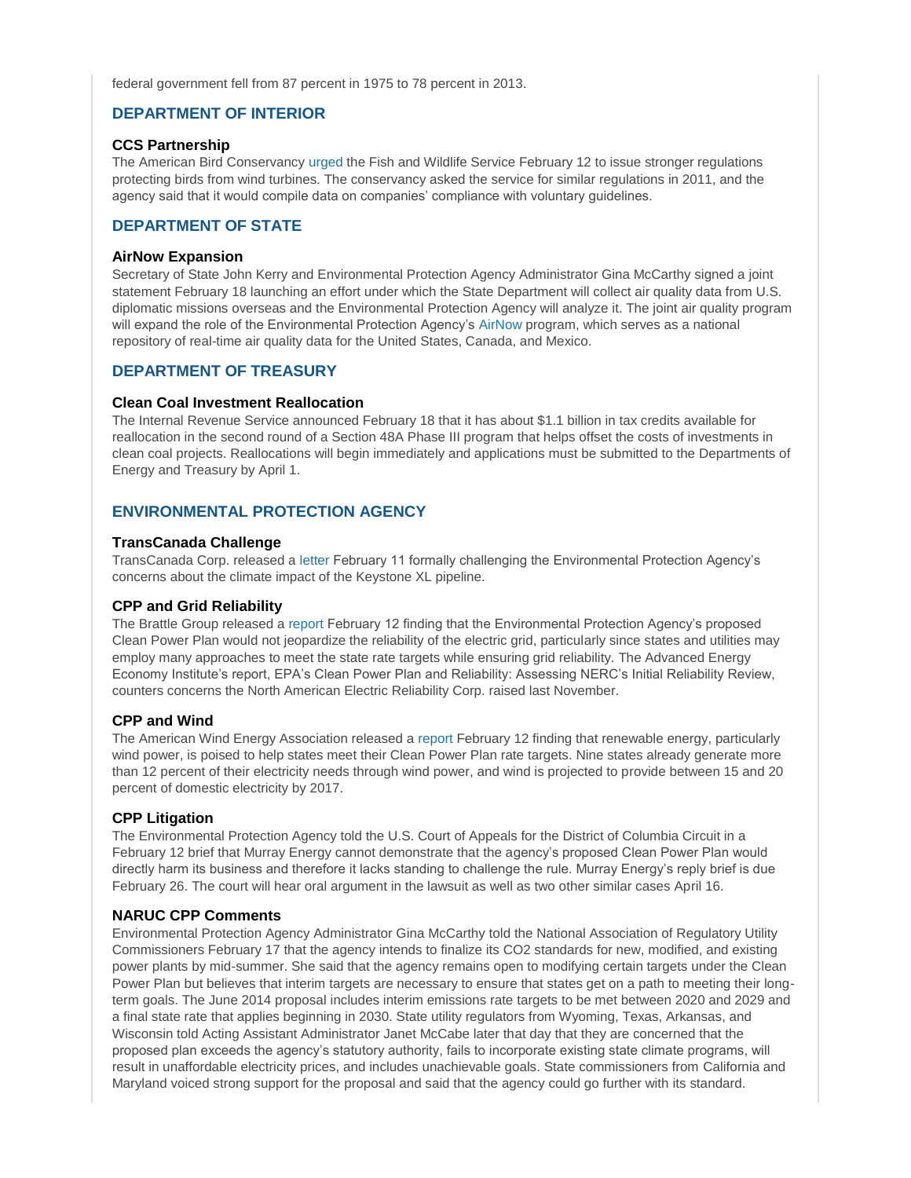federal government fell from 87 percent in 1975 to 78 percent in 2013.

## DEPARTMENT OF INTERIOR

### CCS Partnership

The American Bird Conservancy urged the Fish and Wildlife Service February 12 to issue stronger regulations protecting birds from wind turbines. The conservancy asked the service for similar regulations in 2011, and the agency said that it would compile data on companies' compliance with voluntary guidelines.

## DEPARTMENT OF STATE

### AirNow Expansion

Secretary of State John Kerry and Environmental Protection Agency Administrator Gina McCarthy signed a joint statement February 18 launching an effort under which the State Department will collect air quality data from U.S. diplomatic missions overseas and the Environmental Protection Agency will analyze it. The joint air quality program will expand the role of the Environmental Protection Agency's AirNow program, which serves as a national repository of real-time air quality data for the United States, Canada, and Mexico.

## DEPARTMENT OF TREASURY

### Clean Coal Investment Reallocation

The Internal Revenue Service announced February 18 that it has about $1.1 billion in tax credits available for reallocation in the second round of a Section 48A Phase III program that helps offset the costs of investments in clean coal projects. Reallocations will begin immediately and applications must be submitted to the Departments of Energy and Treasury by April 1.

## ENVIRONMENTAL PROTECTION AGENCY

### TransCanada Challenge

TransCanada Corp. released a letter February 11 formally challenging the Environmental Protection Agency's concerns about the climate impact of the Keystone XL pipeline.

### CPP and Grid Reliability

The Brattle Group released a report February 12 finding that the Environmental Protection Agency's proposed Clean Power Plan would not jeopardize the reliability of the electric grid, particularly since states and utilities may employ many approaches to meet the state rate targets while ensuring grid reliability. The Advanced Energy Economy Institute's report, EPA's Clean Power Plan and Reliability: Assessing NERC's Initial Reliability Review, counters concerns the North American Electric Reliability Corp. raised last November.

### CPP and Wind

The American Wind Energy Association released a report February 12 finding that renewable energy, particularly wind power, is poised to help states meet their Clean Power Plan rate targets. Nine states already generate more than 12 percent of their electricity needs through wind power, and wind is projected to provide between 15 and 20 percent of domestic electricity by 2017.

### CPP Litigation

The Environmental Protection Agency told the U.S. Court of Appeals for the District of Columbia Circuit in a February 12 brief that Murray Energy cannot demonstrate that the agency's proposed Clean Power Plan would directly harm its business and therefore it lacks standing to challenge the rule. Murray Energy's reply brief is due February 26. The court will hear oral argument in the lawsuit as well as two other similar cases April 16.

### NARUC CPP Comments

Environmental Protection Agency Administrator Gina McCarthy told the National Association of Regulatory Utility Commissioners February 17 that the agency intends to finalize its $CO_2$ standards for new, modified, and existing power plants by mid-summer. She said that the agency remains open to modifying certain targets under the Clean Power Plan but believes that interim targets are necessary to ensure that states get on a path to meeting their long-term goals. The June 2014 proposal includes interim emissions rate targets to be met between 2020 and 2029 and a final state rate that applies beginning in 2030. State utility regulators from Wyoming, Texas, Arkansas, and Wisconsin told Acting Assistant Administrator Janet McCabe later that day that they are concerned that the proposed plan exceeds the agency's statutory authority, fails to incorporate existing state climate programs, will result in unaffordable electricity prices, and includes unachievable goals. State commissioners from California and Maryland voiced strong support for the proposal and said that the agency could go further with its standard.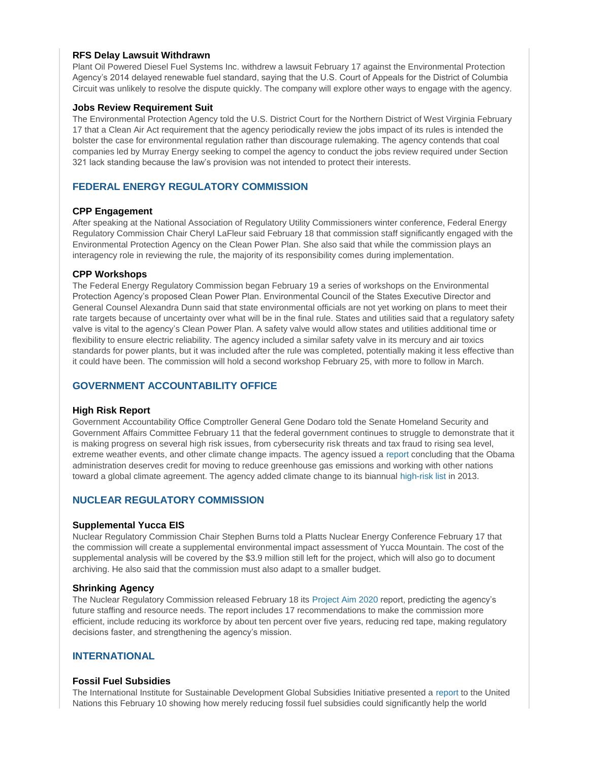#### RFS Delay Lawsuit Withdrawn

Plant Oil Powered Diesel Fuel Systems Inc. withdrew a lawsuit February 17 against the Environmental Protection Agency's 2014 delayed renewable fuel standard, saying that the U.S. Court of Appeals for the District of Columbia Circuit was unlikely to resolve the dispute quickly. The company will explore other ways to engage with the agency.

#### Jobs Review Requirement Suit

The Environmental Protection Agency told the U.S. District Court for the Northern District of West Virginia February 17 that a Clean Air Act requirement that the agency periodically review the jobs impact of its rules is intended the bolster the case for environmental regulation rather than discourage rulemaking. The agency contends that coal companies led by Murray Energy seeking to compel the agency to conduct the jobs review required under Section 321 lack standing because the law's provision was not intended to protect their interests.

## FEDERAL ENERGY REGULATORY COMMISSION

#### CPP Engagement

After speaking at the National Association of Regulatory Utility Commissioners winter conference, Federal Energy Regulatory Commission Chair Cheryl LaFleur said February 18 that commission staff significantly engaged with the Environmental Protection Agency on the Clean Power Plan. She also said that while the commission plays an interagency role in reviewing the rule, the majority of its responsibility comes during implementation.

#### CPP Workshops

The Federal Energy Regulatory Commission began February 19 a series of workshops on the Environmental Protection Agency's proposed Clean Power Plan. Environmental Council of the States Executive Director and General Counsel Alexandra Dunn said that state environmental officials are not yet working on plans to meet their rate targets because of uncertainty over what will be in the final rule. States and utilities said that a regulatory safety valve is vital to the agency's Clean Power Plan. A safety valve would allow states and utilities additional time or flexibility to ensure electric reliability. The agency included a similar safety valve in its mercury and air toxics standards for power plants, but it was included after the rule was completed, potentially making it less effective than it could have been. The commission will hold a second workshop February 25, with more to follow in March.

## GOVERNMENT ACCOUNTABILITY OFFICE

#### High Risk Report

Government Accountability Office Comptroller General Gene Dodaro told the Senate Homeland Security and Government Affairs Committee February 11 that the federal government continues to struggle to demonstrate that it is making progress on several high risk issues, from cybersecurity risk threats and tax fraud to rising sea level, extreme weather events, and other climate change impacts. The agency issued a report concluding that the Obama administration deserves credit for moving to reduce greenhouse gas emissions and working with other nations toward a global climate agreement. The agency added climate change to its biannual high-risk list in 2013.

## NUCLEAR REGULATORY COMMISSION

#### Supplemental Yucca EIS

Nuclear Regulatory Commission Chair Stephen Burns told a Platts Nuclear Energy Conference February 17 that the commission will create a supplemental environmental impact assessment of Yucca Mountain. The cost of the supplemental analysis will be covered by the $3.9 million still left for the project, which will also go to document archiving. He also said that the commission must also adapt to a smaller budget.

#### Shrinking Agency

The Nuclear Regulatory Commission released February 18 its Project Aim 2020 report, predicting the agency's future staffing and resource needs. The report includes 17 recommendations to make the commission more efficient, include reducing its workforce by about ten percent over five years, reducing red tape, making regulatory decisions faster, and strengthening the agency's mission.

## INTERNATIONAL

#### Fossil Fuel Subsidies

The International Institute for Sustainable Development Global Subsidies Initiative presented a report to the United Nations this February 10 showing how merely reducing fossil fuel subsidies could significantly help the world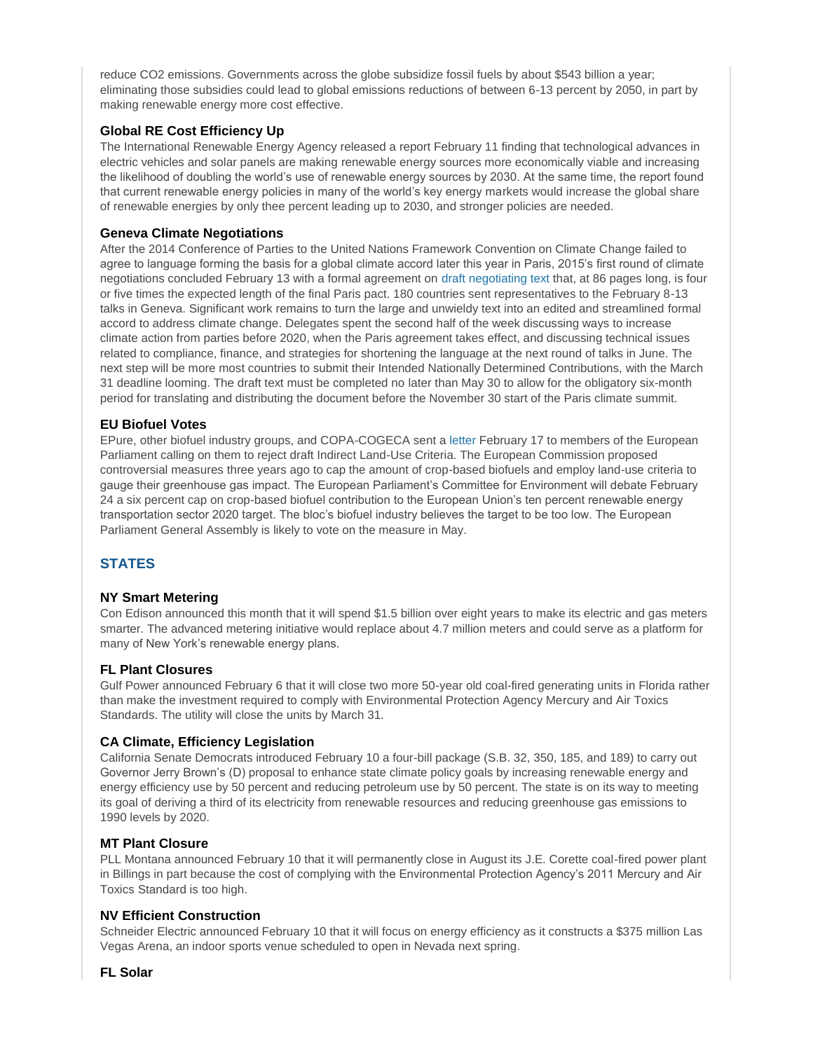reduce $CO_2$ emissions. Governments across the globe subsidize fossil fuels by about $543 billion a year; eliminating those subsidies could lead to global emissions reductions of between 6-13 percent by 2050, in part by making renewable energy more cost effective.

### Global RE Cost Efficiency Up

The International Renewable Energy Agency released a report February 11 finding that technological advances in electric vehicles and solar panels are making renewable energy sources more economically viable and increasing the likelihood of doubling the world's use of renewable energy sources by 2030. At the same time, the report found that current renewable energy policies in many of the world's key energy markets would increase the global share of renewable energies by only thee percent leading up to 2030, and stronger policies are needed.

### Geneva Climate Negotiations

After the 2014 Conference of Parties to the United Nations Framework Convention on Climate Change failed to agree to language forming the basis for a global climate accord later this year in Paris, 2015's first round of climate negotiations concluded February 13 with a formal agreement on draft negotiating text that, at 86 pages long, is four or five times the expected length of the final Paris pact. 180 countries sent representatives to the February 8-13 talks in Geneva. Significant work remains to turn the large and unwieldy text into an edited and streamlined formal accord to address climate change. Delegates spent the second half of the week discussing ways to increase climate action from parties before 2020, when the Paris agreement takes effect, and discussing technical issues related to compliance, finance, and strategies for shortening the language at the next round of talks in June. The next step will be more most countries to submit their Intended Nationally Determined Contributions, with the March 31 deadline looming. The draft text must be completed no later than May 30 to allow for the obligatory six-month period for translating and distributing the document before the November 30 start of the Paris climate summit.

### EU Biofuel Votes

EPure, other biofuel industry groups, and COPA-COGECA sent a letter February 17 to members of the European Parliament calling on them to reject draft Indirect Land-Use Criteria. The European Commission proposed controversial measures three years ago to cap the amount of crop-based biofuels and employ land-use criteria to gauge their greenhouse gas impact. The European Parliament's Committee for Environment will debate February 24 a six percent cap on crop-based biofuel contribution to the European Union's ten percent renewable energy transportation sector 2020 target. The bloc's biofuel industry believes the target to be too low. The European Parliament General Assembly is likely to vote on the measure in May.

## STATES

### NY Smart Metering

Con Edison announced this month that it will spend $1.5 billion over eight years to make its electric and gas meters smarter. The advanced metering initiative would replace about 4.7 million meters and could serve as a platform for many of New York's renewable energy plans.

### FL Plant Closures

Gulf Power announced February 6 that it will close two more 50-year old coal-fired generating units in Florida rather than make the investment required to comply with Environmental Protection Agency Mercury and Air Toxics Standards. The utility will close the units by March 31.

### CA Climate, Efficiency Legislation

California Senate Democrats introduced February 10 a four-bill package (S.B. 32, 350, 185, and 189) to carry out Governor Jerry Brown's (D) proposal to enhance state climate policy goals by increasing renewable energy and energy efficiency use by 50 percent and reducing petroleum use by 50 percent. The state is on its way to meeting its goal of deriving a third of its electricity from renewable resources and reducing greenhouse gas emissions to 1990 levels by 2020.

### MT Plant Closure

PLL Montana announced February 10 that it will permanently close in August its J.E. Corette coal-fired power plant in Billings in part because the cost of complying with the Environmental Protection Agency's 2011 Mercury and Air Toxics Standard is too high.

### NV Efficient Construction

Schneider Electric announced February 10 that it will focus on energy efficiency as it constructs a $375 million Las Vegas Arena, an indoor sports venue scheduled to open in Nevada next spring.

### FL Solar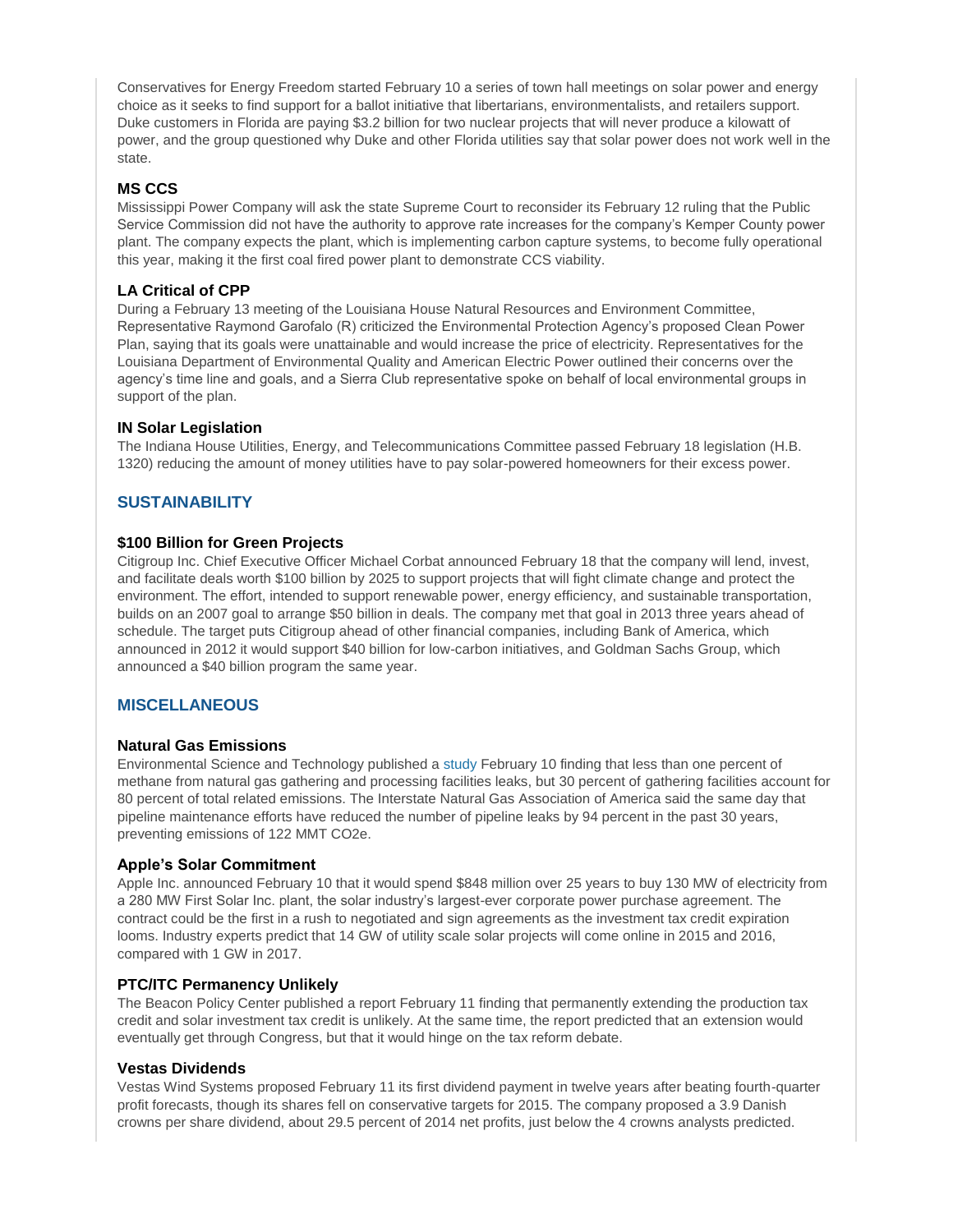Conservatives for Energy Freedom started February 10 a series of town hall meetings on solar power and energy choice as it seeks to find support for a ballot initiative that libertarians, environmentalists, and retailers support. Duke customers in Florida are paying $3.2 billion for two nuclear projects that will never produce a kilowatt of power, and the group questioned why Duke and other Florida utilities say that solar power does not work well in the state.

#### MS CCS

Mississippi Power Company will ask the state Supreme Court to reconsider its February 12 ruling that the Public Service Commission did not have the authority to approve rate increases for the company's Kemper County power plant. The company expects the plant, which is implementing carbon capture systems, to become fully operational this year, making it the first coal fired power plant to demonstrate CCS viability.

#### LA Critical of CPP

During a February 13 meeting of the Louisiana House Natural Resources and Environment Committee, Representative Raymond Garofalo (R) criticized the Environmental Protection Agency's proposed Clean Power Plan, saying that its goals were unattainable and would increase the price of electricity. Representatives for the Louisiana Department of Environmental Quality and American Electric Power outlined their concerns over the agency's time line and goals, and a Sierra Club representative spoke on behalf of local environmental groups in support of the plan.

#### IN Solar Legislation

The Indiana House Utilities, Energy, and Telecommunications Committee passed February 18 legislation (H.B. 1320) reducing the amount of money utilities have to pay solar-powered homeowners for their excess power.

### SUSTAINABILITY

#### $100 Billion for Green Projects

Citigroup Inc. Chief Executive Officer Michael Corbat announced February 18 that the company will lend, invest, and facilitate deals worth $100 billion by 2025 to support projects that will fight climate change and protect the environment. The effort, intended to support renewable power, energy efficiency, and sustainable transportation, builds on an 2007 goal to arrange $50 billion in deals. The company met that goal in 2013 three years ahead of schedule. The target puts Citigroup ahead of other financial companies, including Bank of America, which announced in 2012 it would support $40 billion for low-carbon initiatives, and Goldman Sachs Group, which announced a $40 billion program the same year.

### MISCELLANEOUS

#### Natural Gas Emissions

Environmental Science and Technology published a study February 10 finding that less than one percent of methane from natural gas gathering and processing facilities leaks, but 30 percent of gathering facilities account for 80 percent of total related emissions. The Interstate Natural Gas Association of America said the same day that pipeline maintenance efforts have reduced the number of pipeline leaks by 94 percent in the past 30 years, preventing emissions of 122 MMT CO2e.

#### Apple's Solar Commitment

Apple Inc. announced February 10 that it would spend $848 million over 25 years to buy 130 MW of electricity from a 280 MW First Solar Inc. plant, the solar industry's largest-ever corporate power purchase agreement. The contract could be the first in a rush to negotiated and sign agreements as the investment tax credit expiration looms. Industry experts predict that 14 GW of utility scale solar projects will come online in 2015 and 2016, compared with 1 GW in 2017.

#### PTC/ITC Permanency Unlikely

The Beacon Policy Center published a report February 11 finding that permanently extending the production tax credit and solar investment tax credit is unlikely. At the same time, the report predicted that an extension would eventually get through Congress, but that it would hinge on the tax reform debate.

#### Vestas Dividends

Vestas Wind Systems proposed February 11 its first dividend payment in twelve years after beating fourth-quarter profit forecasts, though its shares fell on conservative targets for 2015. The company proposed a 3.9 Danish crowns per share dividend, about 29.5 percent of 2014 net profits, just below the 4 crowns analysts predicted.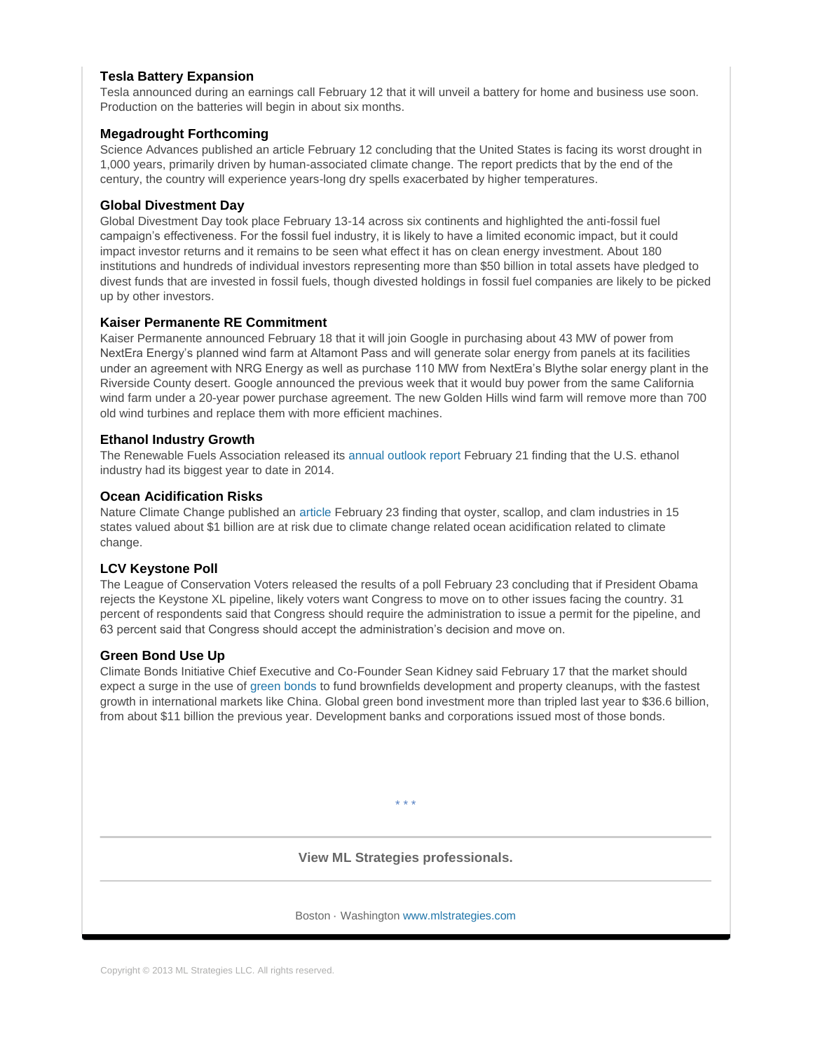### Tesla Battery Expansion

Tesla announced during an earnings call February 12 that it will unveil a battery for home and business use soon. Production on the batteries will begin in about six months.

### Megadrought Forthcoming

Science Advances published an article February 12 concluding that the United States is facing its worst drought in 1,000 years, primarily driven by human-associated climate change. The report predicts that by the end of the century, the country will experience years-long dry spells exacerbated by higher temperatures.

### Global Divestment Day

Global Divestment Day took place February 13-14 across six continents and highlighted the anti-fossil fuel campaign's effectiveness. For the fossil fuel industry, it is likely to have a limited economic impact, but it could impact investor returns and it remains to be seen what effect it has on clean energy investment. About 180 institutions and hundreds of individual investors representing more than $50 billion in total assets have pledged to divest funds that are invested in fossil fuels, though divested holdings in fossil fuel companies are likely to be picked up by other investors.

### Kaiser Permanente RE Commitment

Kaiser Permanente announced February 18 that it will join Google in purchasing about 43 MW of power from NextEra Energy's planned wind farm at Altamont Pass and will generate solar energy from panels at its facilities under an agreement with NRG Energy as well as purchase 110 MW from NextEra's Blythe solar energy plant in the Riverside County desert. Google announced the previous week that it would buy power from the same California wind farm under a 20-year power purchase agreement. The new Golden Hills wind farm will remove more than 700 old wind turbines and replace them with more efficient machines.

### Ethanol Industry Growth

The Renewable Fuels Association released its annual outlook report February 21 finding that the U.S. ethanol industry had its biggest year to date in 2014.

### Ocean Acidification Risks

Nature Climate Change published an article February 23 finding that oyster, scallop, and clam industries in 15 states valued about $1 billion are at risk due to climate change related ocean acidification related to climate change.

### LCV Keystone Poll

The League of Conservation Voters released the results of a poll February 23 concluding that if President Obama rejects the Keystone XL pipeline, likely voters want Congress to move on to other issues facing the country. 31 percent of respondents said that Congress should require the administration to issue a permit for the pipeline, and 63 percent said that Congress should accept the administration's decision and move on.

### Green Bond Use Up

Climate Bonds Initiative Chief Executive and Co-Founder Sean Kidney said February 17 that the market should expect a surge in the use of green bonds to fund brownfields development and property cleanups, with the fastest growth in international markets like China. Global green bond investment more than tripled last year to $36.6 billion, from about $11 billion the previous year. Development banks and corporations issued most of those bonds.

* * *

**View ML Strategies professionals.**

Boston · Washington www.mlstrategies.com

Copyright © 2013 ML Strategies LLC. All rights reserved.